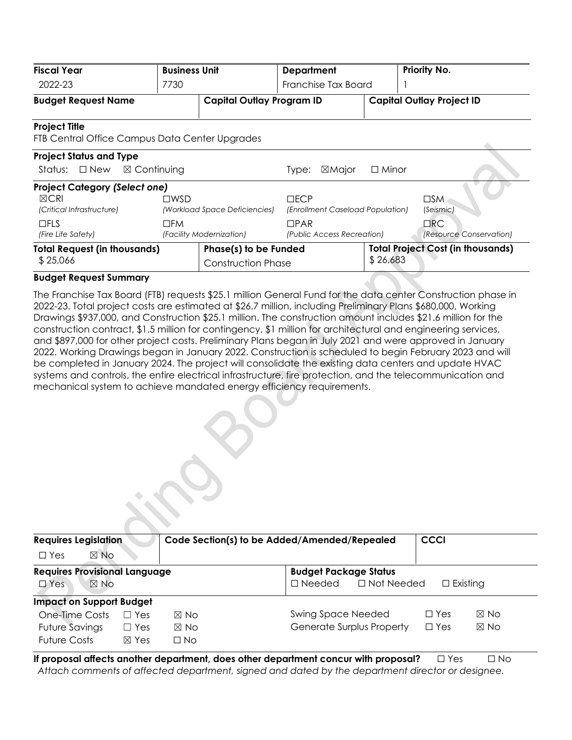| Fiscal Year | Business Unit | Department | Priority No. |
|---|---|---|---|
| 2022-23 | 7730 | Franchise Tax Board | 1 |

| Budget Request Name | Capital Outlay Program ID | Capital Outlay Project ID |
|---|---|---|
| | | |

**Project Title**

FTB Central Office Campus Data Center Upgrades

**Project Status and Type**

Status: ☐ New ☒ Continuing Type: ☒Major ☐ Minor

**Project Category *(Select one)***

| | | | |
|---|---|---|---|
| ☒CRI *(Critical Infrastructure)* | ☐WSD *(Workload Space Deficiencies)* | ☐ECP *(Enrollment Caseload Population)* | ☐SM *(Seismic)* |
| ☐FLS *(Fire Life Safety)* | ☐FM *(Facility Modernization)* | ☐PAR *(Public Access Recreation)* | ☐RC *(Resource Conservation)* |

| Total Request (in thousands) | Phase(s) to be Funded | Total Project Cost (in thousands) |
|---|---|---|
| $ 25,066 | Construction Phase | $ 26,683 |

**Budget Request Summary**

The Franchise Tax Board (FTB) requests $25.1 million General Fund for the data center Construction phase in 2022-23. Total project costs are estimated at $26.7 million, including Preliminary Plans $680,000, Working Drawings $937,000, and Construction $25.1 million. The construction amount includes $21.6 million for the construction contract, $1.5 million for contingency, $1 million for architectural and engineering services, and $897,000 for other project costs. Preliminary Plans began in July 2021 and were approved in January 2022. Working Drawings began in January 2022. Construction is scheduled to begin February 2023 and will be completed in January 2024. The project will consolidate the existing data centers and update HVAC systems and controls, the entire electrical infrastructure, fire protection, and the telecommunication and mechanical system to achieve mandated energy efficiency requirements.

| Requires Legislation | Code Section(s) to be Added/Amended/Repealed | CCCI |
|---|---|---|
| ☐ Yes ☒ No | | |

| Requires Provisional Language | Budget Package Status |
|---|---|
| ☐ Yes ☒ No | ☐ Needed ☐ Not Needed ☐ Existing |

**Impact on Support Budget**

| | | | | | |
|---|---|---|---|---|---|
| One-Time Costs | ☐ Yes | ☒ No | Swing Space Needed | ☐ Yes | ☒ No |
| Future Savings | ☐ Yes | ☒ No | Generate Surplus Property | ☐ Yes | ☒ No |
| Future Costs | ☒ Yes | ☐ No | | | |

**If proposal affects another department, does other department concur with proposal?** ☐ Yes ☐ No

*Attach comments of affected department, signed and dated by the department director or designee.*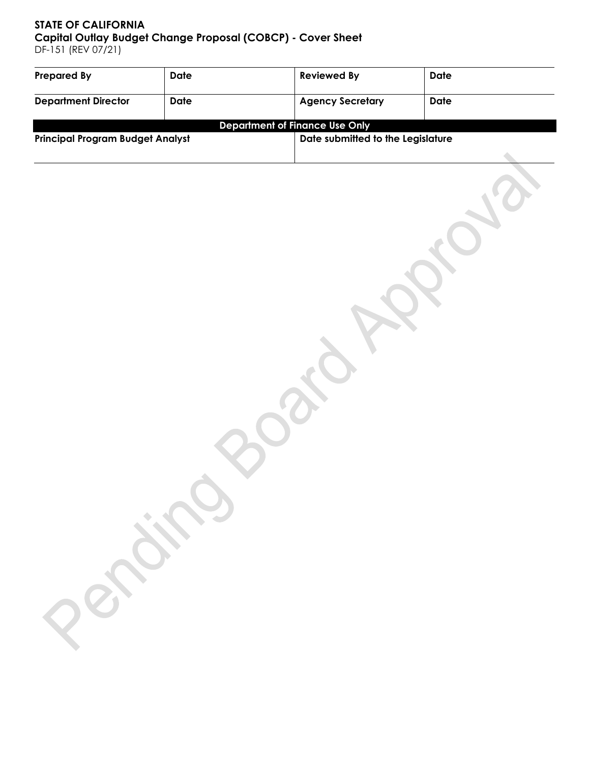**STATE OF CALIFORNIA**
**Capital Outlay Budget Change Proposal (COBCP) - Cover Sheet**
DF-151 (REV 07/21)

| **Prepared By** | **Date** | **Reviewed By** | **Date** |
|---|---|---|---|
| **Department Director** | **Date** | **Agency Secretary** | **Date** |

| **Department of Finance Use Only** | |
|---|---|
| **Principal Program Budget Analyst** | **Date submitted to the Legislature** |

Pending Board Approval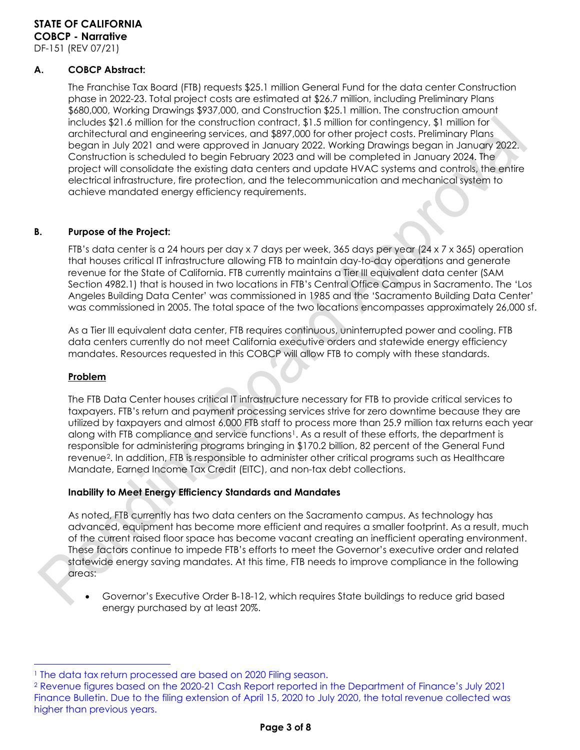**STATE OF CALIFORNIA**
**COBCP - Narrative**
DF-151 (REV 07/21)

## A. COBCP Abstract:

The Franchise Tax Board (FTB) requests $25.1 million General Fund for the data center Construction phase in 2022-23. Total project costs are estimated at $26.7 million, including Preliminary Plans $680,000, Working Drawings $937,000, and Construction $25.1 million. The construction amount includes $21.6 million for the construction contract, $1.5 million for contingency, $1 million for architectural and engineering services, and $897,000 for other project costs. Preliminary Plans began in July 2021 and were approved in January 2022. Working Drawings began in January 2022. Construction is scheduled to begin February 2023 and will be completed in January 2024. The project will consolidate the existing data centers and update HVAC systems and controls, the entire electrical infrastructure, fire protection, and the telecommunication and mechanical system to achieve mandated energy efficiency requirements.

## B. Purpose of the Project:

FTB's data center is a 24 hours per day x 7 days per week, 365 days per year (24 x 7 x 365) operation that houses critical IT infrastructure allowing FTB to maintain day-to-day operations and generate revenue for the State of California. FTB currently maintains a Tier III equivalent data center (SAM Section 4982.1) that is housed in two locations in FTB's Central Office Campus in Sacramento. The 'Los Angeles Building Data Center' was commissioned in 1985 and the 'Sacramento Building Data Center' was commissioned in 2005. The total space of the two locations encompasses approximately 26,000 sf.

As a Tier III equivalent data center, FTB requires continuous, uninterrupted power and cooling. FTB data centers currently do not meet California executive orders and statewide energy efficiency mandates. Resources requested in this COBCP will allow FTB to comply with these standards.

**Problem**

The FTB Data Center houses critical IT infrastructure necessary for FTB to provide critical services to taxpayers. FTB's return and payment processing services strive for zero downtime because they are utilized by taxpayers and almost 6,000 FTB staff to process more than 25.9 million tax returns each year along with FTB compliance and service functions[1]. As a result of these efforts, the department is responsible for administering programs bringing in $170.2 billion, 82 percent of the General Fund revenue[2]. In addition, FTB is responsible to administer other critical programs such as Healthcare Mandate, Earned Income Tax Credit (EITC), and non-tax debt collections.

**Inability to Meet Energy Efficiency Standards and Mandates**

As noted, FTB currently has two data centers on the Sacramento campus. As technology has advanced, equipment has become more efficient and requires a smaller footprint. As a result, much of the current raised floor space has become vacant creating an inefficient operating environment. These factors continue to impede FTB's efforts to meet the Governor's executive order and related statewide energy saving mandates. At this time, FTB needs to improve compliance in the following areas:

- Governor's Executive Order B-18-12, which requires State buildings to reduce grid based energy purchased by at least 20%.

---

[1] The data tax return processed are based on 2020 Filing season.

[2] Revenue figures based on the 2020-21 Cash Report reported in the Department of Finance's July 2021 Finance Bulletin. Due to the filing extension of April 15, 2020 to July 2020, the total revenue collected was higher than previous years.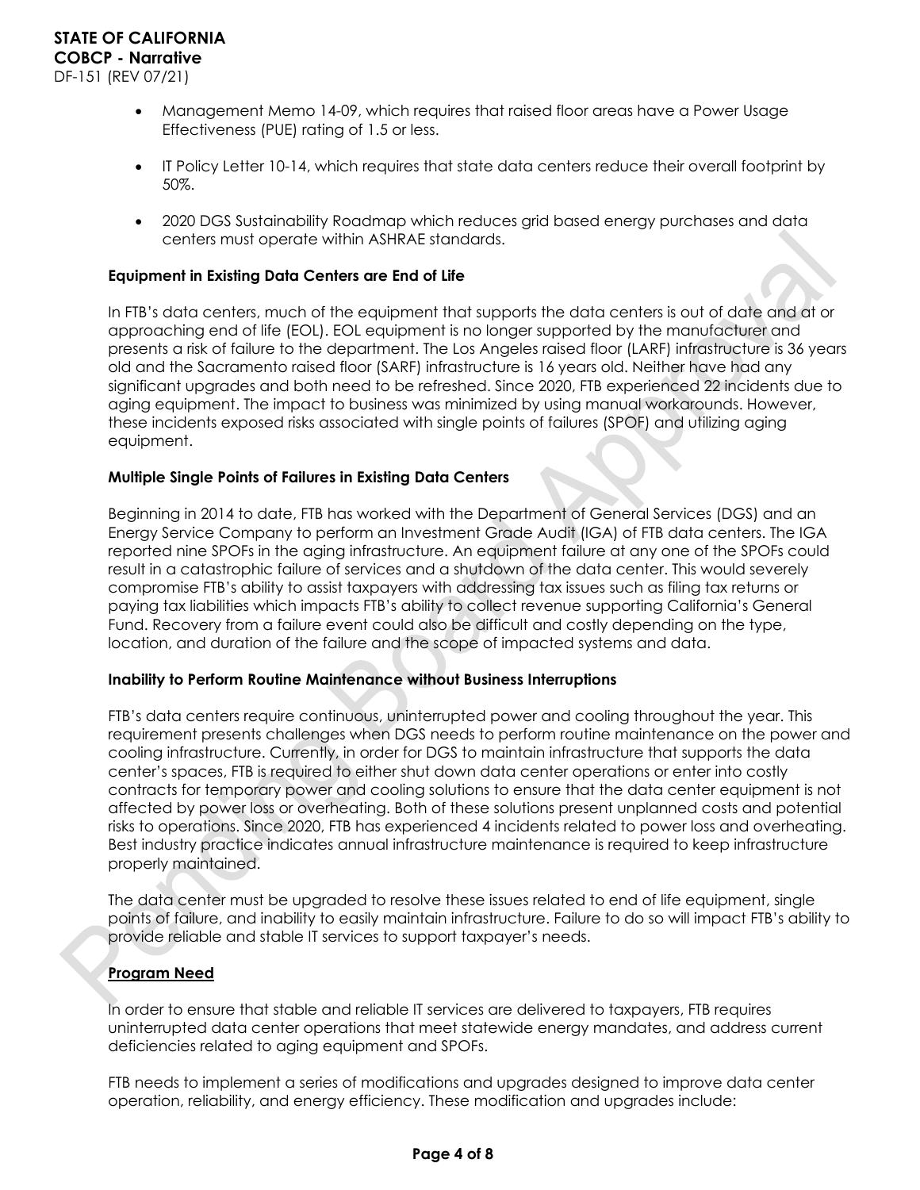- Management Memo 14-09, which requires that raised floor areas have a Power Usage Effectiveness (PUE) rating of 1.5 or less.
- IT Policy Letter 10-14, which requires that state data centers reduce their overall footprint by 50%.
- 2020 DGS Sustainability Roadmap which reduces grid based energy purchases and data centers must operate within ASHRAE standards.

**Equipment in Existing Data Centers are End of Life**

In FTB's data centers, much of the equipment that supports the data centers is out of date and at or approaching end of life (EOL). EOL equipment is no longer supported by the manufacturer and presents a risk of failure to the department. The Los Angeles raised floor (LARF) infrastructure is 36 years old and the Sacramento raised floor (SARF) infrastructure is 16 years old. Neither have had any significant upgrades and both need to be refreshed. Since 2020, FTB experienced 22 incidents due to aging equipment. The impact to business was minimized by using manual workarounds. However, these incidents exposed risks associated with single points of failures (SPOF) and utilizing aging equipment.

**Multiple Single Points of Failures in Existing Data Centers**

Beginning in 2014 to date, FTB has worked with the Department of General Services (DGS) and an Energy Service Company to perform an Investment Grade Audit (IGA) of FTB data centers. The IGA reported nine SPOFs in the aging infrastructure. An equipment failure at any one of the SPOFs could result in a catastrophic failure of services and a shutdown of the data center. This would severely compromise FTB's ability to assist taxpayers with addressing tax issues such as filing tax returns or paying tax liabilities which impacts FTB's ability to collect revenue supporting California's General Fund. Recovery from a failure event could also be difficult and costly depending on the type, location, and duration of the failure and the scope of impacted systems and data.

**Inability to Perform Routine Maintenance without Business Interruptions**

FTB's data centers require continuous, uninterrupted power and cooling throughout the year. This requirement presents challenges when DGS needs to perform routine maintenance on the power and cooling infrastructure. Currently, in order for DGS to maintain infrastructure that supports the data center's spaces, FTB is required to either shut down data center operations or enter into costly contracts for temporary power and cooling solutions to ensure that the data center equipment is not affected by power loss or overheating. Both of these solutions present unplanned costs and potential risks to operations. Since 2020, FTB has experienced 4 incidents related to power loss and overheating. Best industry practice indicates annual infrastructure maintenance is required to keep infrastructure properly maintained.

The data center must be upgraded to resolve these issues related to end of life equipment, single points of failure, and inability to easily maintain infrastructure. Failure to do so will impact FTB's ability to provide reliable and stable IT services to support taxpayer's needs.

**Program Need**

In order to ensure that stable and reliable IT services are delivered to taxpayers, FTB requires uninterrupted data center operations that meet statewide energy mandates, and address current deficiencies related to aging equipment and SPOFs.

FTB needs to implement a series of modifications and upgrades designed to improve data center operation, reliability, and energy efficiency. These modification and upgrades include: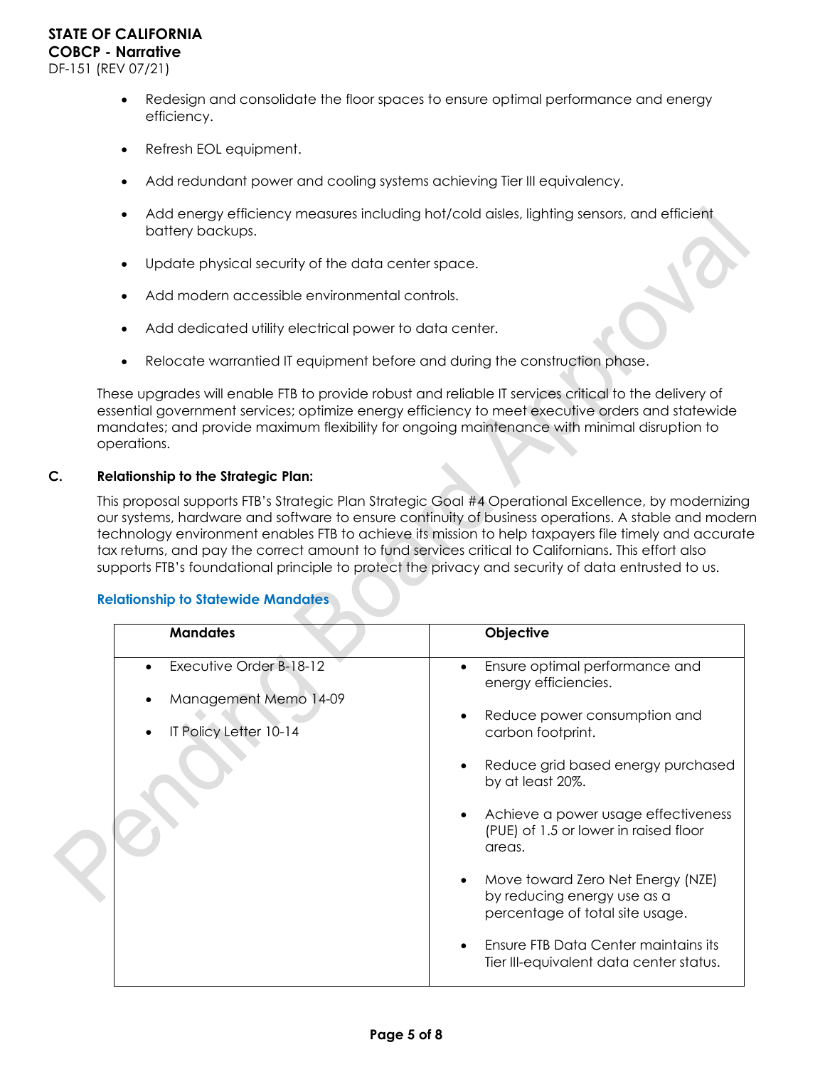- Redesign and consolidate the floor spaces to ensure optimal performance and energy efficiency.
- Refresh EOL equipment.
- Add redundant power and cooling systems achieving Tier III equivalency.
- Add energy efficiency measures including hot/cold aisles, lighting sensors, and efficient battery backups.
- Update physical security of the data center space.
- Add modern accessible environmental controls.
- Add dedicated utility electrical power to data center.
- Relocate warrantied IT equipment before and during the construction phase.

These upgrades will enable FTB to provide robust and reliable IT services critical to the delivery of essential government services; optimize energy efficiency to meet executive orders and statewide mandates; and provide maximum flexibility for ongoing maintenance with minimal disruption to operations.

## C. Relationship to the Strategic Plan:

This proposal supports FTB's Strategic Plan Strategic Goal #4 Operational Excellence, by modernizing our systems, hardware and software to ensure continuity of business operations. A stable and modern technology environment enables FTB to achieve its mission to help taxpayers file timely and accurate tax returns, and pay the correct amount to fund services critical to Californians. This effort also supports FTB's foundational principle to protect the privacy and security of data entrusted to us.

### Relationship to Statewide Mandates

| Mandates | Objective |
|---|---|
| • Executive Order B-18-12<br>• Management Memo 14-09<br>• IT Policy Letter 10-14 | • Ensure optimal performance and energy efficiencies.<br>• Reduce power consumption and carbon footprint.<br>• Reduce grid based energy purchased by at least 20%.<br>• Achieve a power usage effectiveness (PUE) of 1.5 or lower in raised floor areas.<br>• Move toward Zero Net Energy (NZE) by reducing energy use as a percentage of total site usage.<br>• Ensure FTB Data Center maintains its Tier III-equivalent data center status. |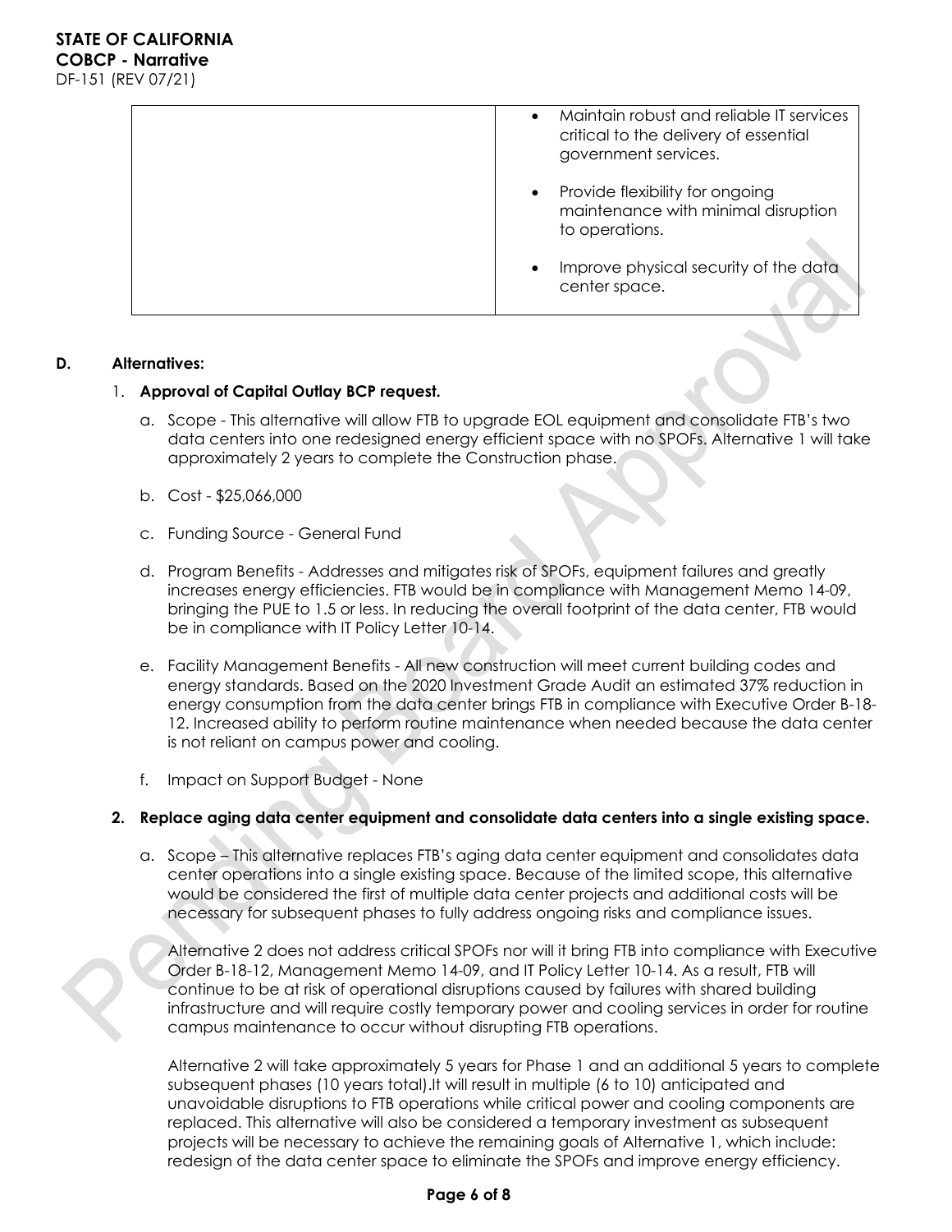| | • Maintain robust and reliable IT services critical to the delivery of essential government services.<br><br>• Provide flexibility for ongoing maintenance with minimal disruption to operations.<br><br>• Improve physical security of the data center space. |
|---|---|

**D. Alternatives:**

1. **Approval of Capital Outlay BCP request.**

   a. Scope - This alternative will allow FTB to upgrade EOL equipment and consolidate FTB's two data centers into one redesigned energy efficient space with no SPOFs. Alternative 1 will take approximately 2 years to complete the Construction phase.

   b. Cost - $25,066,000

   c. Funding Source - General Fund

   d. Program Benefits - Addresses and mitigates risk of SPOFs, equipment failures and greatly increases energy efficiencies. FTB would be in compliance with Management Memo 14-09, bringing the PUE to 1.5 or less. In reducing the overall footprint of the data center, FTB would be in compliance with IT Policy Letter 10-14.

   e. Facility Management Benefits - All new construction will meet current building codes and energy standards. Based on the 2020 Investment Grade Audit an estimated 37% reduction in energy consumption from the data center brings FTB in compliance with Executive Order B-18-12. Increased ability to perform routine maintenance when needed because the data center is not reliant on campus power and cooling.

   f. Impact on Support Budget - None

2. **Replace aging data center equipment and consolidate data centers into a single existing space.**

   a. Scope – This alternative replaces FTB's aging data center equipment and consolidates data center operations into a single existing space. Because of the limited scope, this alternative would be considered the first of multiple data center projects and additional costs will be necessary for subsequent phases to fully address ongoing risks and compliance issues.

   Alternative 2 does not address critical SPOFs nor will it bring FTB into compliance with Executive Order B-18-12, Management Memo 14-09, and IT Policy Letter 10-14. As a result, FTB will continue to be at risk of operational disruptions caused by failures with shared building infrastructure and will require costly temporary power and cooling services in order for routine campus maintenance to occur without disrupting FTB operations.

   Alternative 2 will take approximately 5 years for Phase 1 and an additional 5 years to complete subsequent phases (10 years total).It will result in multiple (6 to 10) anticipated and unavoidable disruptions to FTB operations while critical power and cooling components are replaced. This alternative will also be considered a temporary investment as subsequent projects will be necessary to achieve the remaining goals of Alternative 1, which include: redesign of the data center space to eliminate the SPOFs and improve energy efficiency.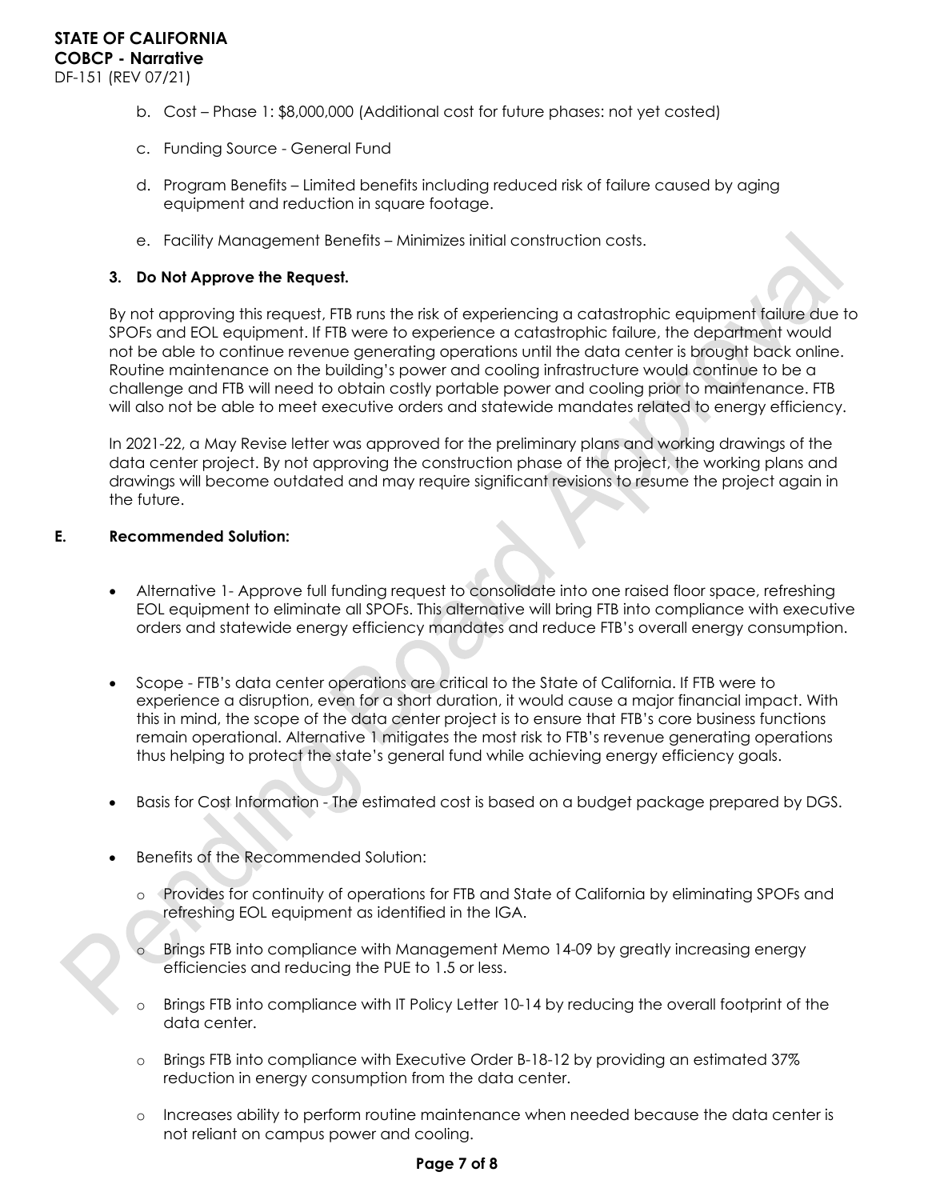b. Cost – Phase 1: $8,000,000 (Additional cost for future phases: not yet costed)

c. Funding Source - General Fund

d. Program Benefits – Limited benefits including reduced risk of failure caused by aging equipment and reduction in square footage.

e. Facility Management Benefits – Minimizes initial construction costs.

**3. Do Not Approve the Request.**

By not approving this request, FTB runs the risk of experiencing a catastrophic equipment failure due to SPOFs and EOL equipment. If FTB were to experience a catastrophic failure, the department would not be able to continue revenue generating operations until the data center is brought back online. Routine maintenance on the building's power and cooling infrastructure would continue to be a challenge and FTB will need to obtain costly portable power and cooling prior to maintenance. FTB will also not be able to meet executive orders and statewide mandates related to energy efficiency.

In 2021-22, a May Revise letter was approved for the preliminary plans and working drawings of the data center project. By not approving the construction phase of the project, the working plans and drawings will become outdated and may require significant revisions to resume the project again in the future.

**E. Recommended Solution:**

- Alternative 1- Approve full funding request to consolidate into one raised floor space, refreshing EOL equipment to eliminate all SPOFs. This alternative will bring FTB into compliance with executive orders and statewide energy efficiency mandates and reduce FTB's overall energy consumption.

- Scope - FTB's data center operations are critical to the State of California. If FTB were to experience a disruption, even for a short duration, it would cause a major financial impact. With this in mind, the scope of the data center project is to ensure that FTB's core business functions remain operational. Alternative 1 mitigates the most risk to FTB's revenue generating operations thus helping to protect the state's general fund while achieving energy efficiency goals.

- Basis for Cost Information - The estimated cost is based on a budget package prepared by DGS.

- Benefits of the Recommended Solution:
  - Provides for continuity of operations for FTB and State of California by eliminating SPOFs and refreshing EOL equipment as identified in the IGA.
  - Brings FTB into compliance with Management Memo 14-09 by greatly increasing energy efficiencies and reducing the PUE to 1.5 or less.
  - Brings FTB into compliance with IT Policy Letter 10-14 by reducing the overall footprint of the data center.
  - Brings FTB into compliance with Executive Order B-18-12 by providing an estimated 37% reduction in energy consumption from the data center.
  - Increases ability to perform routine maintenance when needed because the data center is not reliant on campus power and cooling.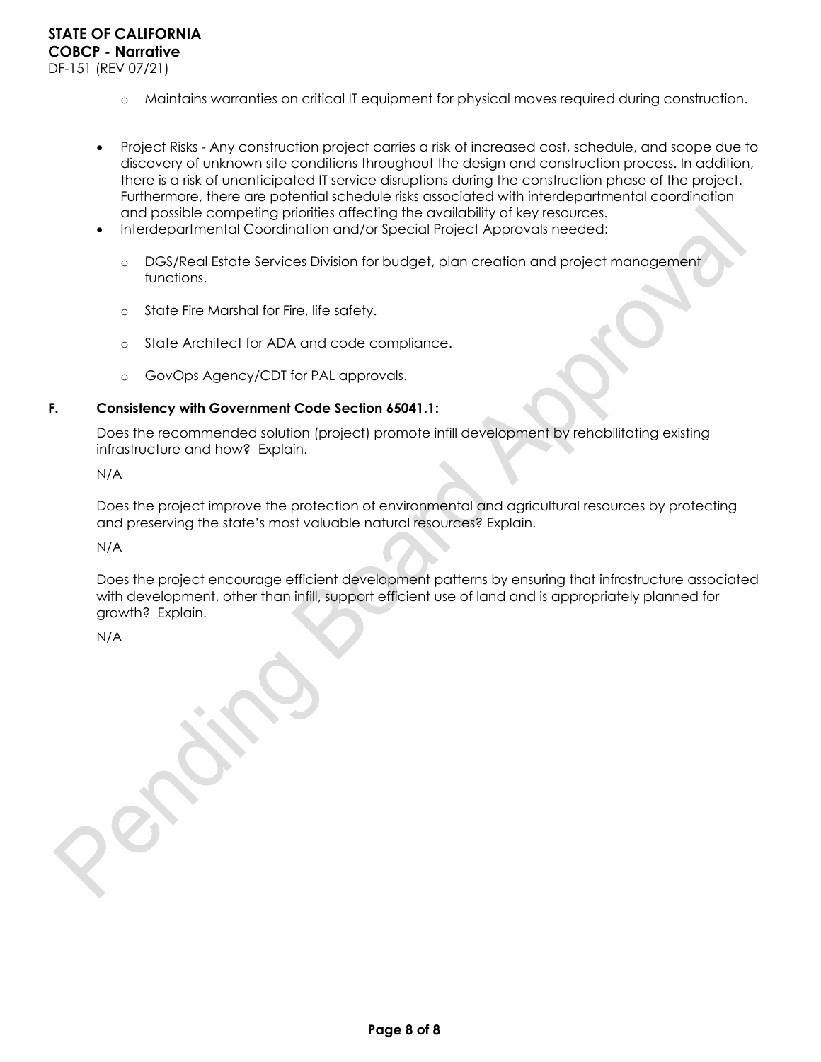- Maintains warranties on critical IT equipment for physical moves required during construction.

- Project Risks - Any construction project carries a risk of increased cost, schedule, and scope due to discovery of unknown site conditions throughout the design and construction process. In addition, there is a risk of unanticipated IT service disruptions during the construction phase of the project. Furthermore, there are potential schedule risks associated with interdepartmental coordination and possible competing priorities affecting the availability of key resources.
- Interdepartmental Coordination and/or Special Project Approvals needed:
  - DGS/Real Estate Services Division for budget, plan creation and project management functions.
  - State Fire Marshal for Fire, life safety.
  - State Architect for ADA and code compliance.
  - GovOps Agency/CDT for PAL approvals.

**F. Consistency with Government Code Section 65041.1:**

Does the recommended solution (project) promote infill development by rehabilitating existing infrastructure and how? Explain.

N/A

Does the project improve the protection of environmental and agricultural resources by protecting and preserving the state's most valuable natural resources? Explain.

N/A

Does the project encourage efficient development patterns by ensuring that infrastructure associated with development, other than infill, support efficient use of land and is appropriately planned for growth? Explain.

N/A